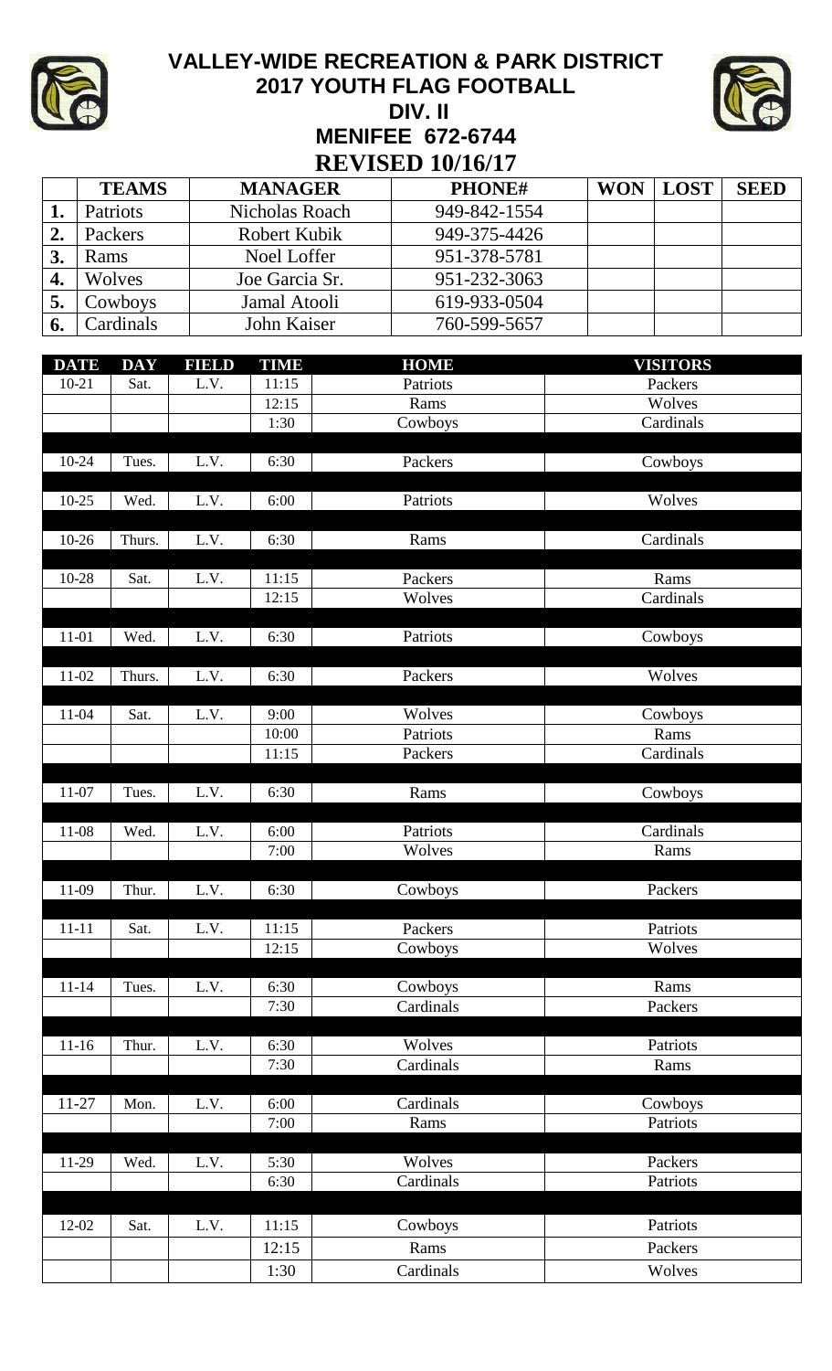# VALLEY-WIDE RECREATION & PARK DISTRICT

## 2017 YOUTH FLAG FOOTBALL

## DIV. II

## MENIFEE 672-6744

## REVISED 10/16/17

| | TEAMS | MANAGER | PHONE# | WON | LOST | SEED |
|---|---|---|---|---|---|---|
| 1. | Patriots | Nicholas Roach | 949-842-1554 | | | |
| 2. | Packers | Robert Kubik | 949-375-4426 | | | |
| 3. | Rams | Noel Loffer | 951-378-5781 | | | |
| 4. | Wolves | Joe Garcia Sr. | 951-232-3063 | | | |
| 5. | Cowboys | Jamal Atooli | 619-933-0504 | | | |
| 6. | Cardinals | John Kaiser | 760-599-5657 | | | |

| DATE | DAY | FIELD | TIME | HOME | VISITORS |
|---|---|---|---|---|---|
| 10-21 | Sat. | L.V. | 11:15 | Patriots | Packers |
| | | | 12:15 | Rams | Wolves |
| | | | 1:30 | Cowboys | Cardinals |
| 10-24 | Tues. | L.V. | 6:30 | Packers | Cowboys |
| 10-25 | Wed. | L.V. | 6:00 | Patriots | Wolves |
| 10-26 | Thurs. | L.V. | 6:30 | Rams | Cardinals |
| 10-28 | Sat. | L.V. | 11:15 | Packers | Rams |
| | | | 12:15 | Wolves | Cardinals |
| 11-01 | Wed. | L.V. | 6:30 | Patriots | Cowboys |
| 11-02 | Thurs. | L.V. | 6:30 | Packers | Wolves |
| 11-04 | Sat. | L.V. | 9:00 | Wolves | Cowboys |
| | | | 10:00 | Patriots | Rams |
| | | | 11:15 | Packers | Cardinals |
| 11-07 | Tues. | L.V. | 6:30 | Rams | Cowboys |
| 11-08 | Wed. | L.V. | 6:00 | Patriots | Cardinals |
| | | | 7:00 | Wolves | Rams |
| 11-09 | Thur. | L.V. | 6:30 | Cowboys | Packers |
| 11-11 | Sat. | L.V. | 11:15 | Packers | Patriots |
| | | | 12:15 | Cowboys | Wolves |
| 11-14 | Tues. | L.V. | 6:30 | Cowboys | Rams |
| | | | 7:30 | Cardinals | Packers |
| 11-16 | Thur. | L.V. | 6:30 | Wolves | Patriots |
| | | | 7:30 | Cardinals | Rams |
| 11-27 | Mon. | L.V. | 6:00 | Cardinals | Cowboys |
| | | | 7:00 | Rams | Patriots |
| 11-29 | Wed. | L.V. | 5:30 | Wolves | Packers |
| | | | 6:30 | Cardinals | Patriots |
| 12-02 | Sat. | L.V. | 11:15 | Cowboys | Patriots |
| | | | 12:15 | Rams | Packers |
| | | | 1:30 | Cardinals | Wolves |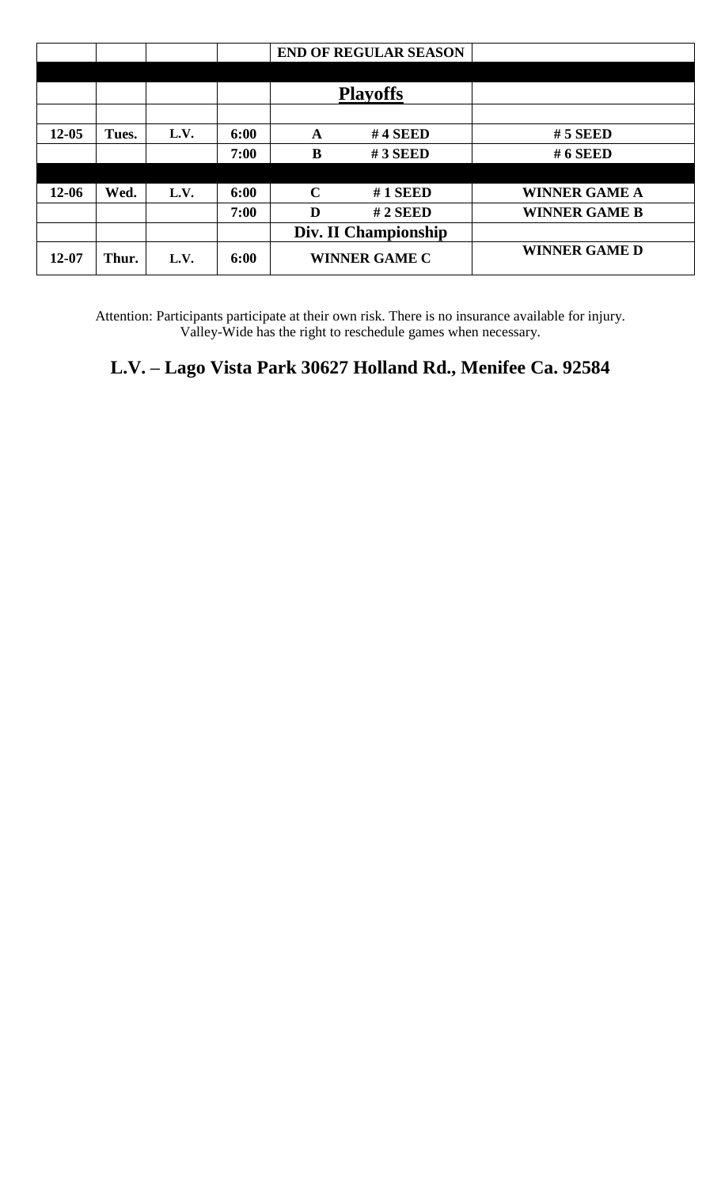| | | | | | |
|---|---|---|---|---|---|
| | | | | END OF REGULAR SEASON | |
| | | | | | |
| | | | | **Playoffs** | |
| | | | | | |
| 12-05 | Tues. | L.V. | 6:00 | A #4 SEED | #5 SEED |
| | | | 7:00 | B #3 SEED | #6 SEED |
| | | | | | |
| 12-06 | Wed. | L.V. | 6:00 | C #1 SEED | WINNER GAME A |
| | | | 7:00 | D #2 SEED | WINNER GAME B |
| | | | | Div. II Championship | |
| 12-07 | Thur. | L.V. | 6:00 | WINNER GAME C | WINNER GAME D |

Attention: Participants participate at their own risk. There is no insurance available for injury. Valley-Wide has the right to reschedule games when necessary.

**L.V. – Lago Vista Park 30627 Holland Rd., Menifee Ca. 92584**